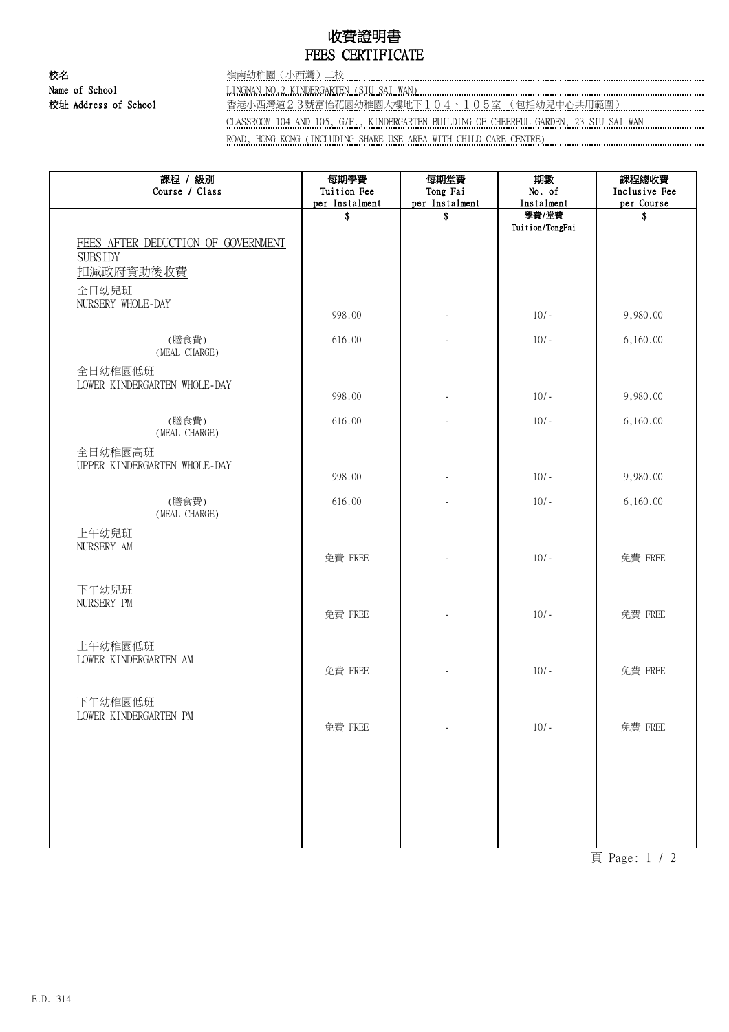# 收費證明書
# FEES CERTIFICATE

**校名** 嶺南幼稚園（小西灣）二校
**Name of School** LINGNAN NO.2 KINDERGARTEN (SIU SAI WAN)
**校址 Address of School** 香港小西灣道２３號富怡花園幼稚園大樓地下１０４、１０５室 （包括幼兒中心共用範圍）
CLASSROOM 104 AND 105, G/F., KINDERGARTEN BUILDING OF CHEERFUL GARDEN, 23 SIU SAI WAN ROAD, HONG KONG (INCLUDING SHARE USE AREA WITH CHILD CARE CENTRE)

| 課程 / 級別<br>Course / Class | 每期學費<br>Tuition Fee<br>per Instalment | 每期堂費<br>Tong Fai<br>per Instalment | 期數<br>No. of<br>Instalment | 課程總收費<br>Inclusive Fee<br>per Course |
|---|---|---|---|---|
| | $ | $ | 學費/堂費<br>Tuition/TongFai | $ |
| FEES AFTER DEDUCTION OF GOVERNMENT SUBSIDY<br>扣減政府資助後收費 | | | | |
| 全日幼兒班<br>NURSERY WHOLE-DAY | 998.00 | - | 10/- | 9,980.00 |
| (膳食費)<br>(MEAL CHARGE) | 616.00 | - | 10/- | 6,160.00 |
| 全日幼稚園低班<br>LOWER KINDERGARTEN WHOLE-DAY | 998.00 | - | 10/- | 9,980.00 |
| (膳食費)<br>(MEAL CHARGE) | 616.00 | - | 10/- | 6,160.00 |
| 全日幼稚園高班<br>UPPER KINDERGARTEN WHOLE-DAY | 998.00 | - | 10/- | 9,980.00 |
| (膳食費)<br>(MEAL CHARGE) | 616.00 | - | 10/- | 6,160.00 |
| 上午幼兒班<br>NURSERY AM | 免費 FREE | - | 10/- | 免費 FREE |
| 下午幼兒班<br>NURSERY PM | 免費 FREE | - | 10/- | 免費 FREE |
| 上午幼稚園低班<br>LOWER KINDERGARTEN AM | 免費 FREE | - | 10/- | 免費 FREE |
| 下午幼稚園低班<br>LOWER KINDERGARTEN PM | 免費 FREE | - | 10/- | 免費 FREE |

E.D. 314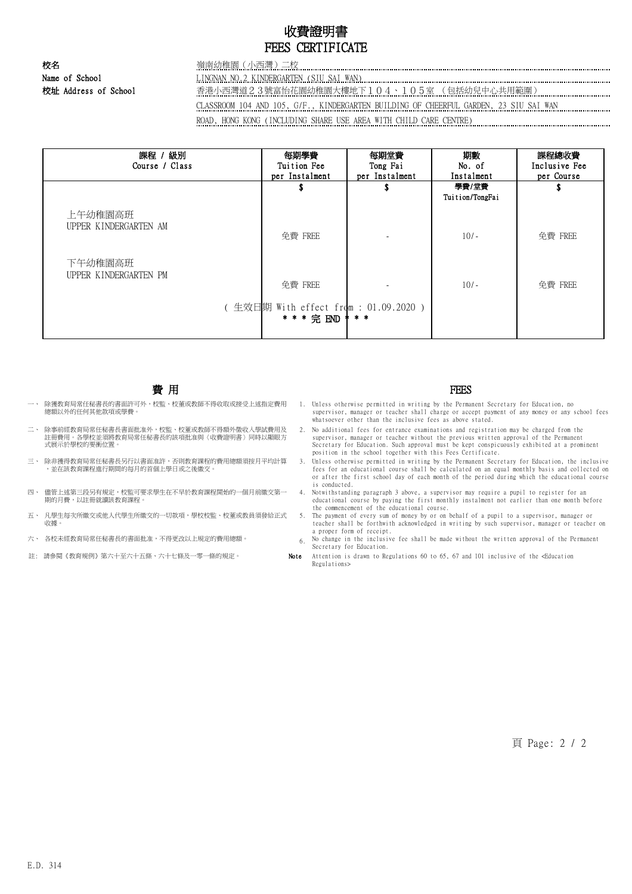# 收費證明書
# FEES CERTIFICATE

**校名** 嶺南幼稚園（小西灣）二校

**Name of School** LINGNAN NO.2 KINDERGARTEN (SIU SAI WAN)

**校址 Address of School** 香港小西灣道２３號富怡花園幼稚園大樓地下１０４、１０５室 （包括幼兒中心共用範圍）

CLASSROOM 104 AND 105, G/F., KINDERGARTEN BUILDING OF CHEERFUL GARDEN, 23 SIU SAI WAN ROAD, HONG KONG (INCLUDING SHARE USE AREA WITH CHILD CARE CENTRE)

| 課程 / 級別<br>Course / Class | 每期學費<br>Tuition Fee<br>per Instalment | 每期堂費<br>Tong Fai<br>per Instalment | 期數<br>No. of<br>Instalment | 課程總收費<br>Inclusive Fee<br>per Course |
|---|---|---|---|---|
| | $ | $ | 學費/堂費<br>Tuition/TongFai | $ |
| 上午幼稚園高班<br>UPPER KINDERGARTEN AM | 免費 FREE | - | 10/- | 免費 FREE |
| 下午幼稚園高班<br>UPPER KINDERGARTEN PM | 免費 FREE | - | 10/- | 免費 FREE |
| | ( 生效日期 With effect from : 01.09.2020 )<br>* * * 完 END * * * | | | |

## 費 用

一、 除獲教育局常任秘書長的書面許可外，校監、校董或教師不得收取或接受上述指定費用總額以外的任何其他款項或學費。

二、 除事前經教育局常任秘書長書面批准外，校監、校董或教師不得額外徵收入學試費用及註冊費用。各學校並須將教育局常任秘書長的該項批准與〈收費證明書〉同時以顯眼方式展示於學校的要衝位置。

三、 除非獲得教育局常任秘書長另行以書面准許，否則教育課程的費用總額須按月平均計算，並在該教育課程進行期間的每月的首個上學日或之後徵交。

四、 儘管上述第三段另有規定，校監可要求學生在不早於教育課程開始的一個月前繳交第一期的月費，以註冊就讀該教育課程。

五、 凡學生每次所繳交或他人代學生所繳交的一切款項，學校校監、校董或教員須發給正式收據。

六、 各校未經教育局常任秘書長的書面批准，不得更改以上規定的費用總額。

註：請參閱《教育規例》第六十至六十五條、六十七條及一零一條的規定。

## FEES

1. Unless otherwise permitted in writing by the Permanent Secretary for Education, no supervisor, manager or teacher shall charge or accept payment of any money or any school fees whatsoever other than the inclusive fees as above stated.
2. No additional fees for entrance examinations and registration may be charged from the supervisor, manager or teacher without the previous written approval of the Permanent Secretary for Education. Such approval must be kept conspicuously exhibited at a prominent position in the school together with this Fees Certificate.
3. Unless otherwise permitted in writing by the Permanent Secretary for Education, the inclusive fees for an educational course shall be calculated on an equal monthly basis and collected on or after the first school day of each month of the period during which the educational course is conducted.
4. Notwithstanding paragraph 3 above, a supervisor may require a pupil to register for an educational course by paying the first monthly instalment not earlier than one month before the commencement of the educational course.
5. The payment of every sum of money by or on behalf of a pupil to a supervisor, manager or teacher shall be forthwith acknowledged in writing by such supervisor, manager or teacher on a proper form of receipt.
6. No change in the inclusive fee shall be made without the written approval of the Permanent Secretary for Education.

**Note** Attention is drawn to Regulations 60 to 65, 67 and 101 inclusive of the <Education Regulations>

E.D. 314